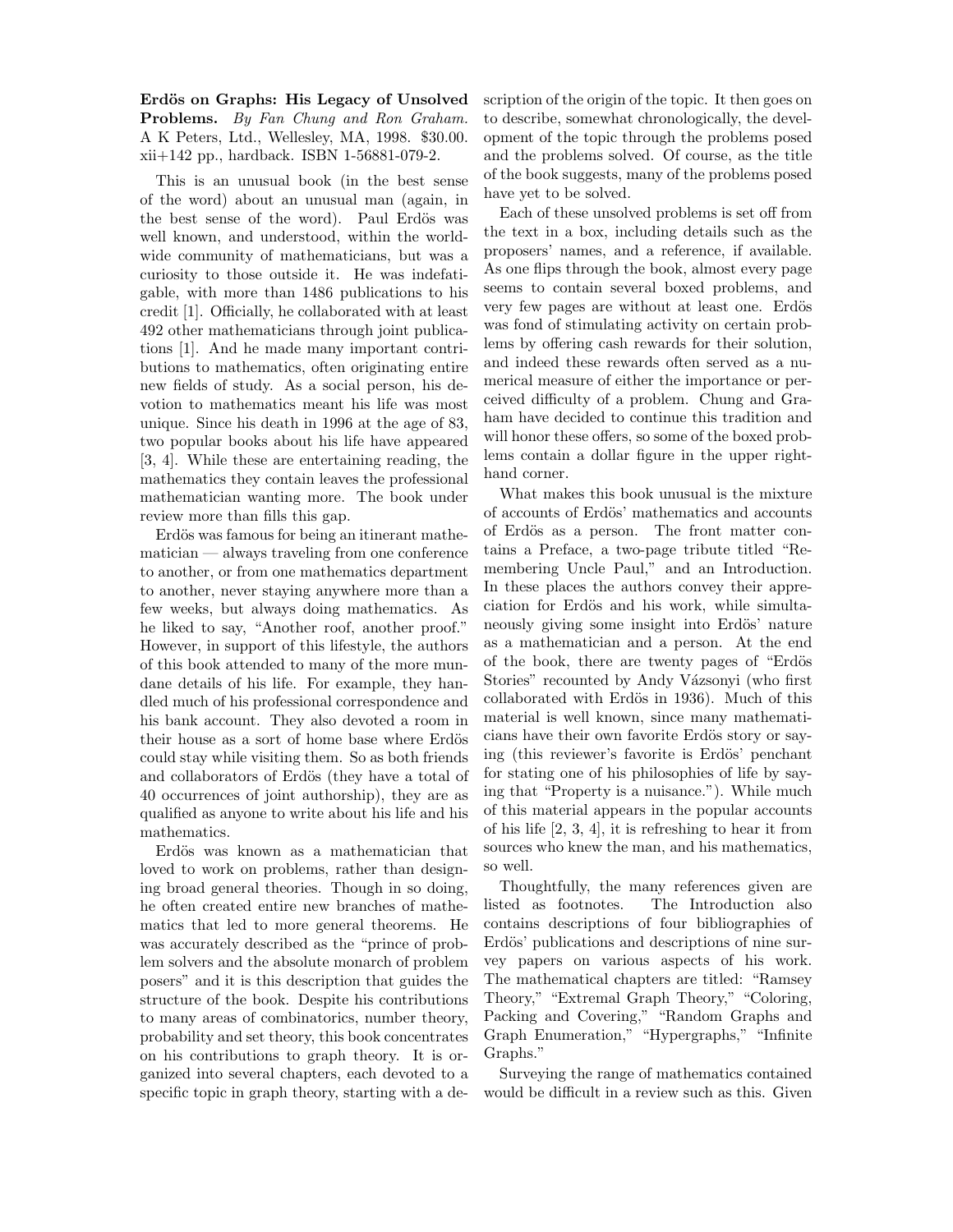**Erdös on Graphs: His Legacy of Unsolved Problems.** *By Fan Chung and Ron Graham.* A K Peters, Ltd., Wellesley, MA, 1998. $30.00. xii+142 pp., hardback. ISBN 1-56881-079-2.

This is an unusual book (in the best sense of the word) about an unusual man (again, in the best sense of the word). Paul Erdös was well known, and understood, within the worldwide community of mathematicians, but was a curiosity to those outside it. He was indefatigable, with more than 1486 publications to his credit [1]. Officially, he collaborated with at least 492 other mathematicians through joint publications [1]. And he made many important contributions to mathematics, often originating entire new fields of study. As a social person, his devotion to mathematics meant his life was most unique. Since his death in 1996 at the age of 83, two popular books about his life have appeared [3, 4]. While these are entertaining reading, the mathematics they contain leaves the professional mathematician wanting more. The book under review more than fills this gap.

Erdös was famous for being an itinerant mathematician — always traveling from one conference to another, or from one mathematics department to another, never staying anywhere more than a few weeks, but always doing mathematics. As he liked to say, "Another roof, another proof." However, in support of this lifestyle, the authors of this book attended to many of the more mundane details of his life. For example, they handled much of his professional correspondence and his bank account. They also devoted a room in their house as a sort of home base where Erdös could stay while visiting them. So as both friends and collaborators of Erdös (they have a total of 40 occurrences of joint authorship), they are as qualified as anyone to write about his life and his mathematics.

Erdös was known as a mathematician that loved to work on problems, rather than designing broad general theories. Though in so doing, he often created entire new branches of mathematics that led to more general theorems. He was accurately described as the "prince of problem solvers and the absolute monarch of problem posers" and it is this description that guides the structure of the book. Despite his contributions to many areas of combinatorics, number theory, probability and set theory, this book concentrates on his contributions to graph theory. It is organized into several chapters, each devoted to a specific topic in graph theory, starting with a description of the origin of the topic. It then goes on to describe, somewhat chronologically, the development of the topic through the problems posed and the problems solved. Of course, as the title of the book suggests, many of the problems posed have yet to be solved.

Each of these unsolved problems is set off from the text in a box, including details such as the proposers' names, and a reference, if available. As one flips through the book, almost every page seems to contain several boxed problems, and very few pages are without at least one. Erdös was fond of stimulating activity on certain problems by offering cash rewards for their solution, and indeed these rewards often served as a numerical measure of either the importance or perceived difficulty of a problem. Chung and Graham have decided to continue this tradition and will honor these offers, so some of the boxed problems contain a dollar figure in the upper right-hand corner.

What makes this book unusual is the mixture of accounts of Erdös' mathematics and accounts of Erdös as a person. The front matter contains a Preface, a two-page tribute titled "Remembering Uncle Paul," and an Introduction. In these places the authors convey their appreciation for Erdös and his work, while simultaneously giving some insight into Erdös' nature as a mathematician and a person. At the end of the book, there are twenty pages of "Erdös Stories" recounted by Andy Vázsonyi (who first collaborated with Erdös in 1936). Much of this material is well known, since many mathematicians have their own favorite Erdös story or saying (this reviewer's favorite is Erdös' penchant for stating one of his philosophies of life by saying that "Property is a nuisance."). While much of this material appears in the popular accounts of his life [2, 3, 4], it is refreshing to hear it from sources who knew the man, and his mathematics, so well.

Thoughtfully, the many references given are listed as footnotes. The Introduction also contains descriptions of four bibliographies of Erdös' publications and descriptions of nine survey papers on various aspects of his work. The mathematical chapters are titled: "Ramsey Theory," "Extremal Graph Theory," "Coloring, Packing and Covering," "Random Graphs and Graph Enumeration," "Hypergraphs," "Infinite Graphs."

Surveying the range of mathematics contained would be difficult in a review such as this. Given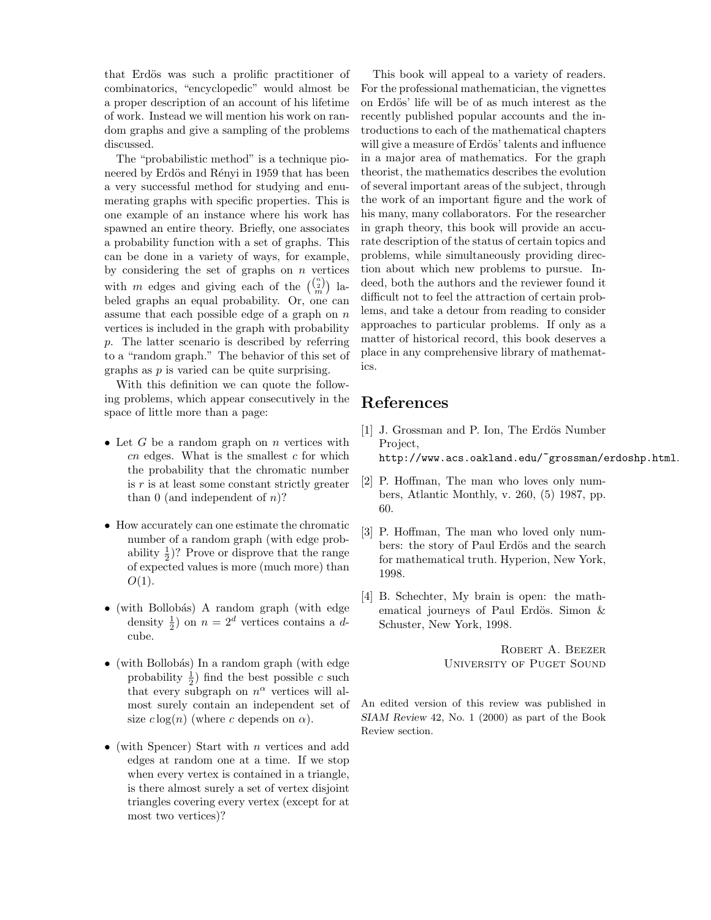that Erdös was such a prolific practitioner of combinatorics, "encyclopedic" would almost be a proper description of an account of his lifetime of work. Instead we will mention his work on random graphs and give a sampling of the problems discussed.

The "probabilistic method" is a technique pioneered by Erdös and Rényi in 1959 that has been a very successful method for studying and enumerating graphs with specific properties. This is one example of an instance where his work has spawned an entire theory. Briefly, one associates a probability function with a set of graphs. This can be done in a variety of ways, for example, by considering the set of graphs on $n$ vertices with $m$ edges and giving each of the $\binom{\binom{n}{2}}{m}$ labeled graphs an equal probability. Or, one can assume that each possible edge of a graph on $n$ vertices is included in the graph with probability $p$. The latter scenario is described by referring to a "random graph." The behavior of this set of graphs as $p$ is varied can be quite surprising.

With this definition we can quote the following problems, which appear consecutively in the space of little more than a page:

- Let $G$ be a random graph on $n$ vertices with $cn$ edges. What is the smallest $c$ for which the probability that the chromatic number is $r$ is at least some constant strictly greater than 0 (and independent of $n$)?
- How accurately can one estimate the chromatic number of a random graph (with edge probability $\frac{1}{2}$)? Prove or disprove that the range of expected values is more (much more) than $O(1)$.
- (with Bollobás) A random graph (with edge density $\frac{1}{2}$) on $n = 2^d$ vertices contains a $d$-cube.
- (with Bollobás) In a random graph (with edge probability $\frac{1}{2}$) find the best possible $c$ such that every subgraph on $n^\alpha$ vertices will almost surely contain an independent set of size $c\log(n)$ (where $c$ depends on $\alpha$).
- (with Spencer) Start with $n$ vertices and add edges at random one at a time. If we stop when every vertex is contained in a triangle, is there almost surely a set of vertex disjoint triangles covering every vertex (except for at most two vertices)?

This book will appeal to a variety of readers. For the professional mathematician, the vignettes on Erdös' life will be of as much interest as the recently published popular accounts and the introductions to each of the mathematical chapters will give a measure of Erdös' talents and influence in a major area of mathematics. For the graph theorist, the mathematics describes the evolution of several important areas of the subject, through the work of an important figure and the work of his many, many collaborators. For the researcher in graph theory, this book will provide an accurate description of the status of certain topics and problems, while simultaneously providing direction about which new problems to pursue. Indeed, both the authors and the reviewer found it difficult not to feel the attraction of certain problems, and take a detour from reading to consider approaches to particular problems. If only as a matter of historical record, this book deserves a place in any comprehensive library of mathematics.

## References

[1] J. Grossman and P. Ion, The Erdös Number Project, http://www.acs.oakland.edu/~grossman/erdoshp.html.

[2] P. Hoffman, The man who loves only numbers, Atlantic Monthly, v. 260, (5) 1987, pp. 60.

[3] P. Hoffman, The man who loved only numbers: the story of Paul Erdös and the search for mathematical truth. Hyperion, New York, 1998.

[4] B. Schechter, My brain is open: the mathematical journeys of Paul Erdös. Simon & Schuster, New York, 1998.

Robert A. Beezer
University of Puget Sound

An edited version of this review was published in *SIAM Review* 42, No. 1 (2000) as part of the Book Review section.